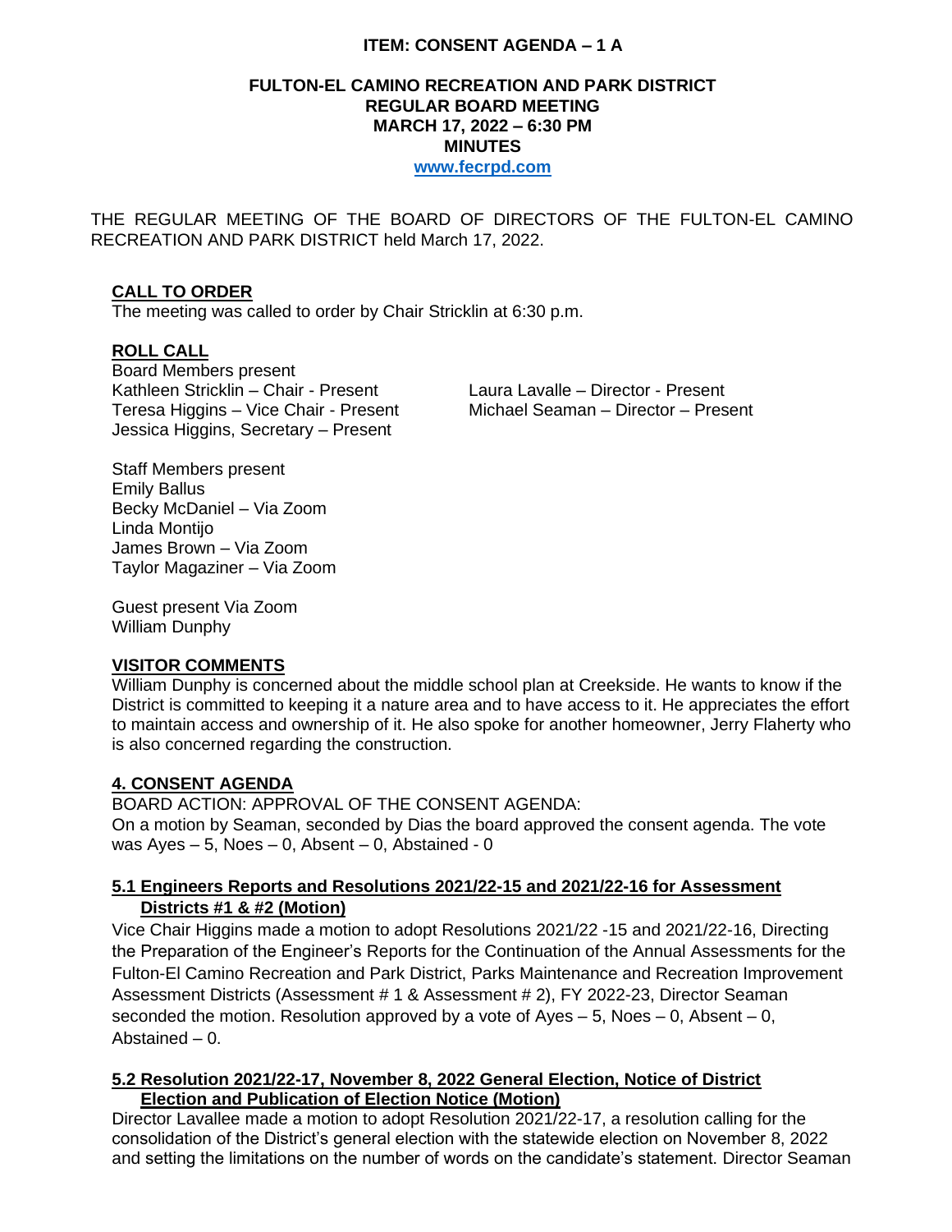**ITEM: CONSENT AGENDA – 1 A**

**FULTON-EL CAMINO RECREATION AND PARK DISTRICT**
**REGULAR BOARD MEETING**
**MARCH 17, 2022 – 6:30 PM**
**MINUTES**
**www.fecrpd.com**

THE REGULAR MEETING OF THE BOARD OF DIRECTORS OF THE FULTON-EL CAMINO RECREATION AND PARK DISTRICT held March 17, 2022.

## CALL TO ORDER

The meeting was called to order by Chair Stricklin at 6:30 p.m.

## ROLL CALL

Board Members present
Kathleen Stricklin – Chair - Present
Teresa Higgins – Vice Chair - Present
Jessica Higgins, Secretary – Present
Laura Lavalle – Director - Present
Michael Seaman – Director – Present

Staff Members present
Emily Ballus
Becky McDaniel – Via Zoom
Linda Montijo
James Brown – Via Zoom
Taylor Magaziner – Via Zoom

Guest present Via Zoom
William Dunphy

## VISITOR COMMENTS

William Dunphy is concerned about the middle school plan at Creekside. He wants to know if the District is committed to keeping it a nature area and to have access to it. He appreciates the effort to maintain access and ownership of it. He also spoke for another homeowner, Jerry Flaherty who is also concerned regarding the construction.

## 4. CONSENT AGENDA

BOARD ACTION: APPROVAL OF THE CONSENT AGENDA:
On a motion by Seaman, seconded by Dias the board approved the consent agenda. The vote was Ayes – 5, Noes – 0, Absent – 0, Abstained - 0

## 5.1 Engineers Reports and Resolutions 2021/22-15 and 2021/22-16 for Assessment Districts #1 & #2 (Motion)

Vice Chair Higgins made a motion to adopt Resolutions 2021/22 -15 and 2021/22-16, Directing the Preparation of the Engineer's Reports for the Continuation of the Annual Assessments for the Fulton-El Camino Recreation and Park District, Parks Maintenance and Recreation Improvement Assessment Districts (Assessment # 1 & Assessment # 2), FY 2022-23, Director Seaman seconded the motion. Resolution approved by a vote of Ayes – 5, Noes – 0, Absent – 0, Abstained – 0.

## 5.2 Resolution 2021/22-17, November 8, 2022 General Election, Notice of District Election and Publication of Election Notice (Motion)

Director Lavallee made a motion to adopt Resolution 2021/22-17, a resolution calling for the consolidation of the District's general election with the statewide election on November 8, 2022 and setting the limitations on the number of words on the candidate's statement. Director Seaman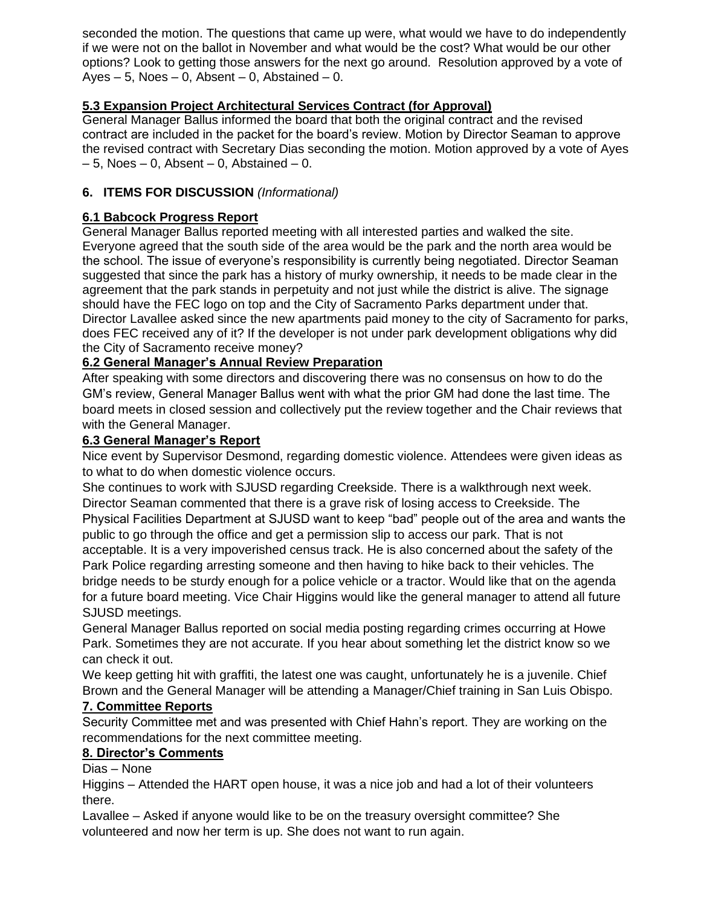seconded the motion. The questions that came up were, what would we have to do independently if we were not on the ballot in November and what would be the cost? What would be our other options? Look to getting those answers for the next go around. Resolution approved by a vote of Ayes – 5, Noes – 0, Absent – 0, Abstained – 0.

**5.3 Expansion Project Architectural Services Contract (for Approval)**

General Manager Ballus informed the board that both the original contract and the revised contract are included in the packet for the board's review. Motion by Director Seaman to approve the revised contract with Secretary Dias seconding the motion. Motion approved by a vote of Ayes – 5, Noes – 0, Absent – 0, Abstained – 0.

## 6. ITEMS FOR DISCUSSION *(Informational)*

**6.1 Babcock Progress Report**

General Manager Ballus reported meeting with all interested parties and walked the site. Everyone agreed that the south side of the area would be the park and the north area would be the school. The issue of everyone's responsibility is currently being negotiated. Director Seaman suggested that since the park has a history of murky ownership, it needs to be made clear in the agreement that the park stands in perpetuity and not just while the district is alive. The signage should have the FEC logo on top and the City of Sacramento Parks department under that. Director Lavallee asked since the new apartments paid money to the city of Sacramento for parks, does FEC received any of it? If the developer is not under park development obligations why did the City of Sacramento receive money?

**6.2 General Manager's Annual Review Preparation**

After speaking with some directors and discovering there was no consensus on how to do the GM's review, General Manager Ballus went with what the prior GM had done the last time. The board meets in closed session and collectively put the review together and the Chair reviews that with the General Manager.

**6.3 General Manager's Report**

Nice event by Supervisor Desmond, regarding domestic violence. Attendees were given ideas as to what to do when domestic violence occurs.

She continues to work with SJUSD regarding Creekside. There is a walkthrough next week. Director Seaman commented that there is a grave risk of losing access to Creekside. The Physical Facilities Department at SJUSD want to keep "bad" people out of the area and wants the public to go through the office and get a permission slip to access our park. That is not acceptable. It is a very impoverished census track. He is also concerned about the safety of the Park Police regarding arresting someone and then having to hike back to their vehicles. The bridge needs to be sturdy enough for a police vehicle or a tractor. Would like that on the agenda for a future board meeting. Vice Chair Higgins would like the general manager to attend all future SJUSD meetings.

General Manager Ballus reported on social media posting regarding crimes occurring at Howe Park. Sometimes they are not accurate. If you hear about something let the district know so we can check it out.

We keep getting hit with graffiti, the latest one was caught, unfortunately he is a juvenile. Chief Brown and the General Manager will be attending a Manager/Chief training in San Luis Obispo.

## 7. Committee Reports

Security Committee met and was presented with Chief Hahn's report. They are working on the recommendations for the next committee meeting.

## 8. Director's Comments

Dias – None

Higgins – Attended the HART open house, it was a nice job and had a lot of their volunteers there.

Lavallee – Asked if anyone would like to be on the treasury oversight committee? She volunteered and now her term is up. She does not want to run again.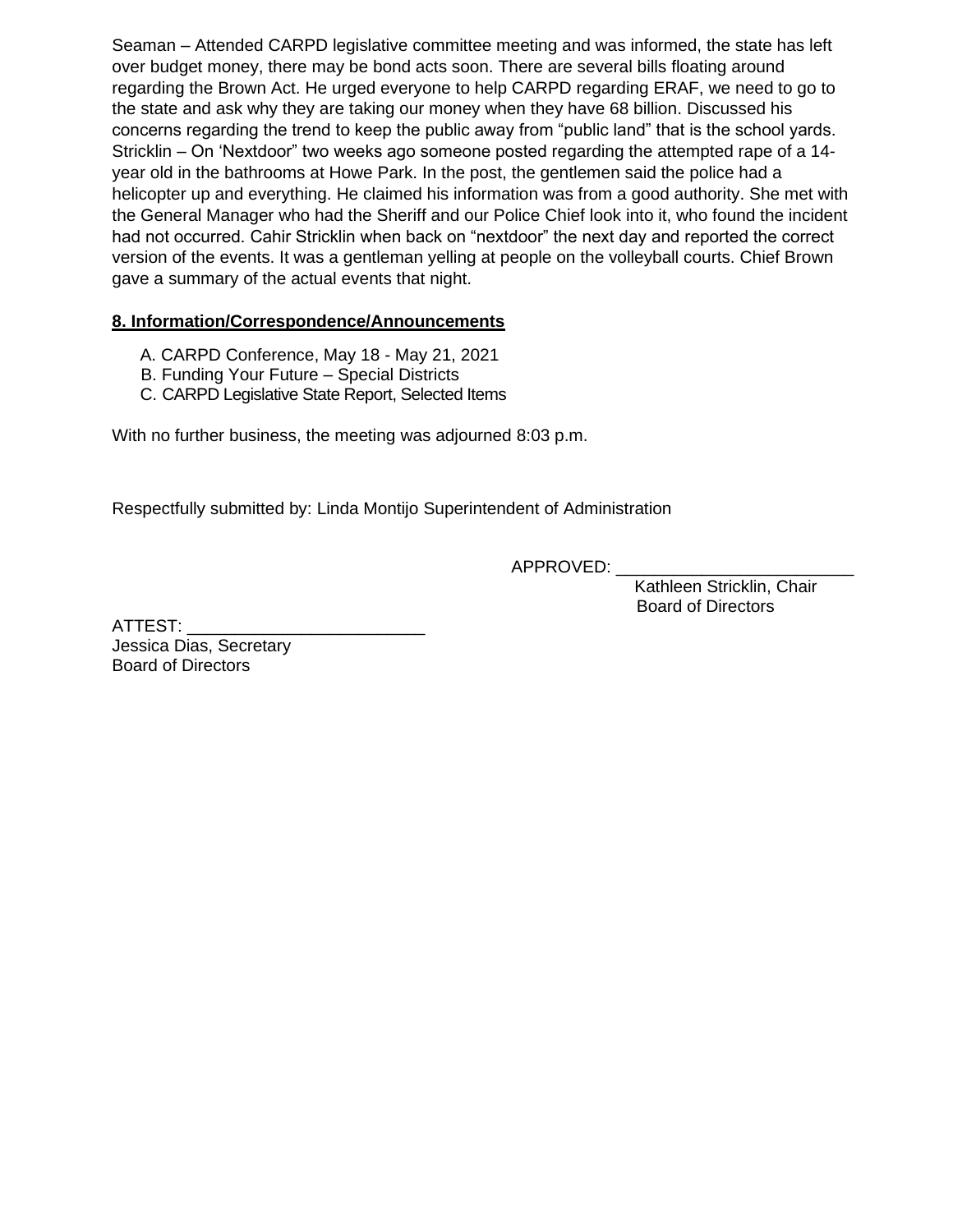Seaman – Attended CARPD legislative committee meeting and was informed, the state has left over budget money, there may be bond acts soon. There are several bills floating around regarding the Brown Act. He urged everyone to help CARPD regarding ERAF, we need to go to the state and ask why they are taking our money when they have 68 billion. Discussed his concerns regarding the trend to keep the public away from "public land" that is the school yards.
Stricklin – On 'Nextdoor" two weeks ago someone posted regarding the attempted rape of a 14-year old in the bathrooms at Howe Park. In the post, the gentlemen said the police had a helicopter up and everything. He claimed his information was from a good authority. She met with the General Manager who had the Sheriff and our Police Chief look into it, who found the incident had not occurred. Cahir Stricklin when back on "nextdoor" the next day and reported the correct version of the events. It was a gentleman yelling at people on the volleyball courts. Chief Brown gave a summary of the actual events that night.

**8. Information/Correspondence/Announcements**

A. CARPD Conference, May 18 - May 21, 2021
B. Funding Your Future – Special Districts
C. CARPD Legislative State Report, Selected Items

With no further business, the meeting was adjourned 8:03 p.m.

Respectfully submitted by: Linda Montijo Superintendent of Administration

APPROVED: ________________________
Kathleen Stricklin, Chair
Board of Directors

ATTEST: ________________________
Jessica Dias, Secretary
Board of Directors